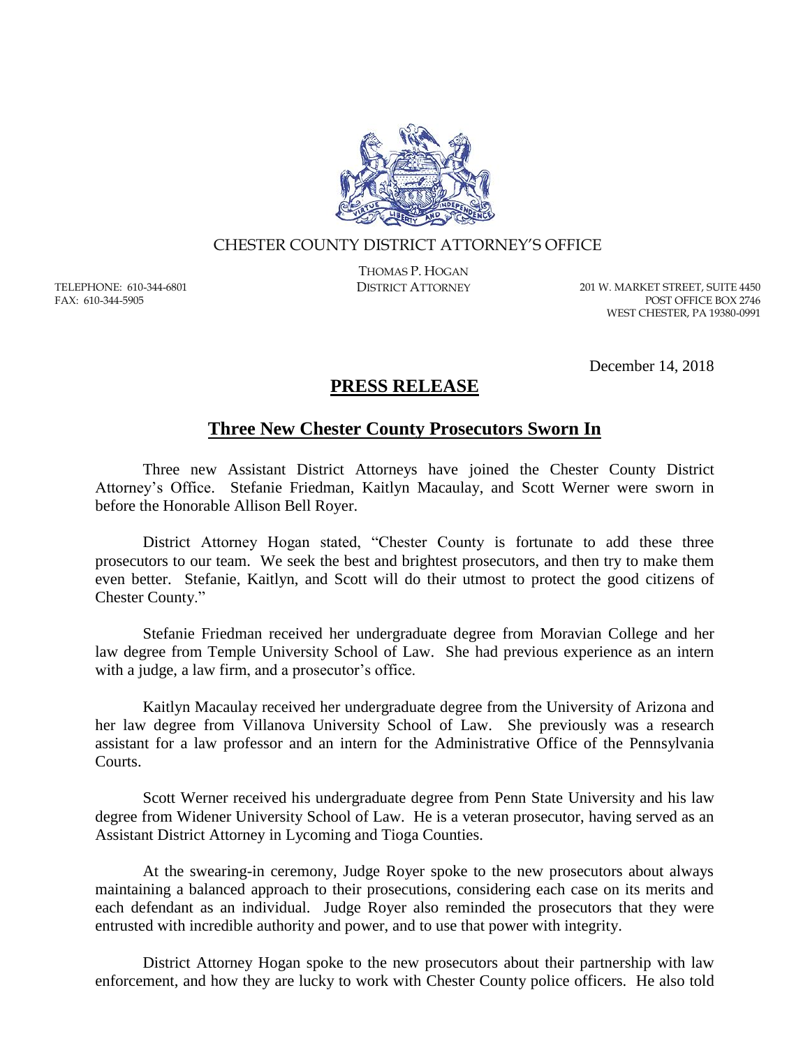CHESTER COUNTY DISTRICT ATTORNEY'S OFFICE

THOMAS P. HOGAN
DISTRICT ATTORNEY

TELEPHONE: 610-344-6801
FAX: 610-344-5905

201 W. MARKET STREET, SUITE 4450
POST OFFICE BOX 2746
WEST CHESTER, PA 19380-0991

December 14, 2018

# PRESS RELEASE

## Three New Chester County Prosecutors Sworn In

Three new Assistant District Attorneys have joined the Chester County District Attorney's Office. Stefanie Friedman, Kaitlyn Macaulay, and Scott Werner were sworn in before the Honorable Allison Bell Royer.

District Attorney Hogan stated, "Chester County is fortunate to add these three prosecutors to our team. We seek the best and brightest prosecutors, and then try to make them even better. Stefanie, Kaitlyn, and Scott will do their utmost to protect the good citizens of Chester County."

Stefanie Friedman received her undergraduate degree from Moravian College and her law degree from Temple University School of Law. She had previous experience as an intern with a judge, a law firm, and a prosecutor's office.

Kaitlyn Macaulay received her undergraduate degree from the University of Arizona and her law degree from Villanova University School of Law. She previously was a research assistant for a law professor and an intern for the Administrative Office of the Pennsylvania Courts.

Scott Werner received his undergraduate degree from Penn State University and his law degree from Widener University School of Law. He is a veteran prosecutor, having served as an Assistant District Attorney in Lycoming and Tioga Counties.

At the swearing-in ceremony, Judge Royer spoke to the new prosecutors about always maintaining a balanced approach to their prosecutions, considering each case on its merits and each defendant as an individual. Judge Royer also reminded the prosecutors that they were entrusted with incredible authority and power, and to use that power with integrity.

District Attorney Hogan spoke to the new prosecutors about their partnership with law enforcement, and how they are lucky to work with Chester County police officers. He also told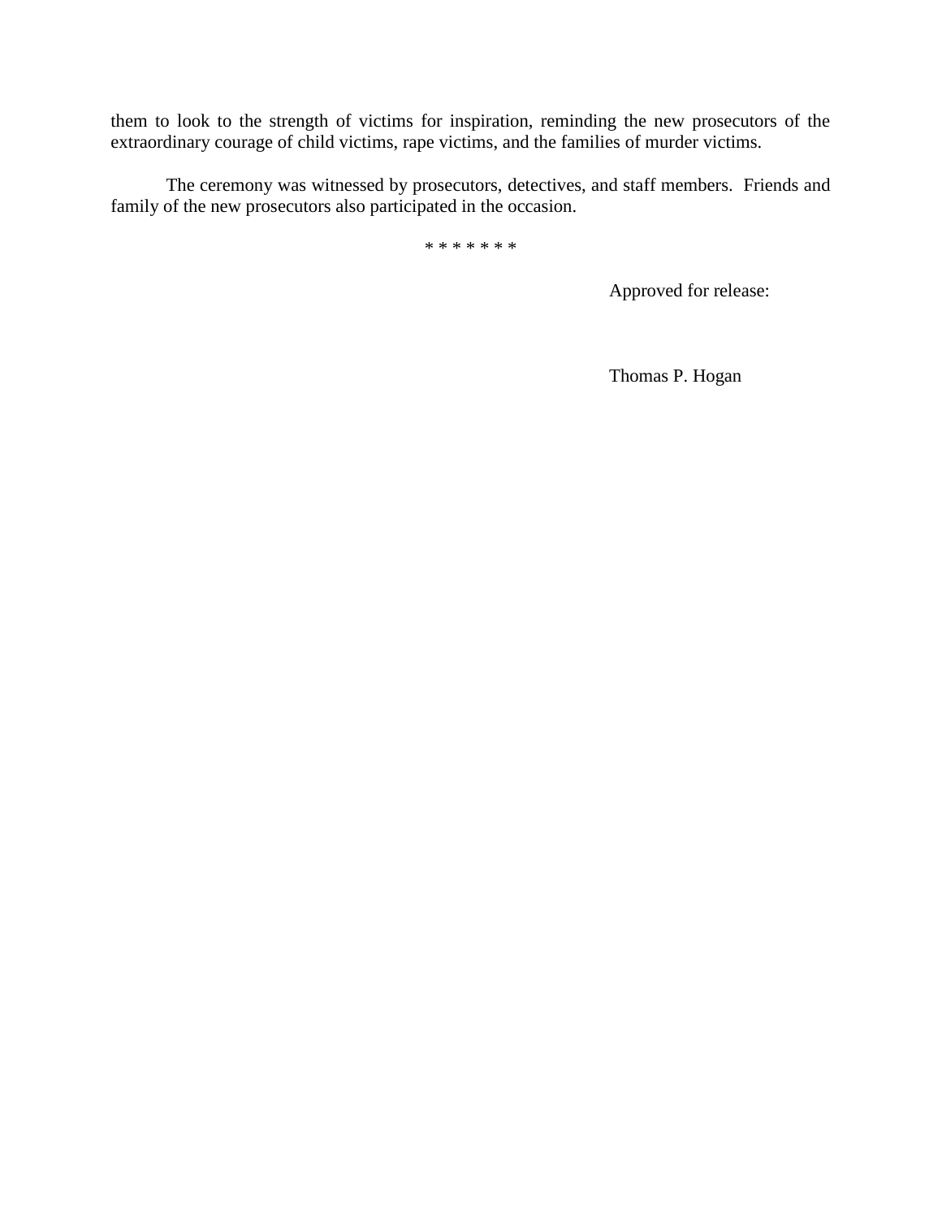them to look to the strength of victims for inspiration, reminding the new prosecutors of the extraordinary courage of child victims, rape victims, and the families of murder victims.

The ceremony was witnessed by prosecutors, detectives, and staff members. Friends and family of the new prosecutors also participated in the occasion.

* * * * * * *

Approved for release:

Thomas P. Hogan